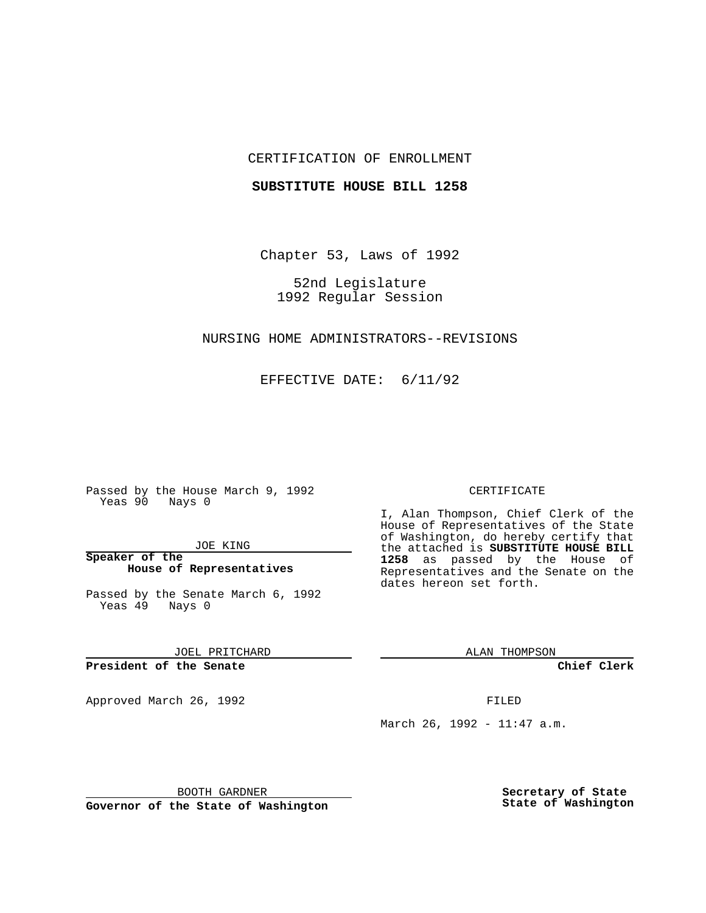CERTIFICATION OF ENROLLMENT

**SUBSTITUTE HOUSE BILL 1258**

Chapter 53, Laws of 1992

52nd Legislature
1992 Regular Session

NURSING HOME ADMINISTRATORS--REVISIONS

EFFECTIVE DATE: 6/11/92

Passed by the House March 9, 1992
Yeas 90 Nays 0

JOE KING

**Speaker of the House of Representatives**

Passed by the Senate March 6, 1992
Yeas 49 Nays 0

JOEL PRITCHARD

**President of the Senate**

Approved March 26, 1992

BOOTH GARDNER

**Governor of the State of Washington**

CERTIFICATE

I, Alan Thompson, Chief Clerk of the House of Representatives of the State of Washington, do hereby certify that the attached is **SUBSTITUTE HOUSE BILL 1258** as passed by the House of Representatives and the Senate on the dates hereon set forth.

ALAN THOMPSON

**Chief Clerk**

FILED

March 26, 1992 - 11:47 a.m.

**Secretary of State
State of Washington**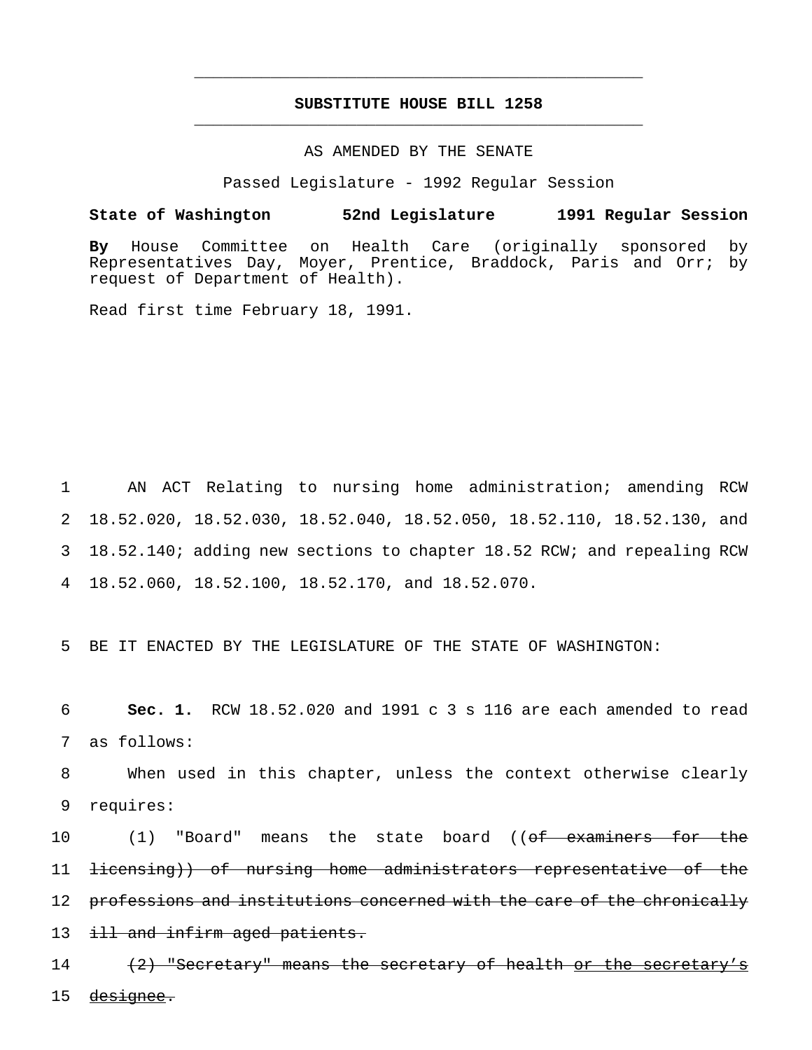## SUBSTITUTE HOUSE BILL 1258

AS AMENDED BY THE SENATE

Passed Legislature - 1992 Regular Session

**State of Washington 52nd Legislature 1991 Regular Session**

**By** House Committee on Health Care (originally sponsored by Representatives Day, Moyer, Prentice, Braddock, Paris and Orr; by request of Department of Health).

Read first time February 18, 1991.

AN ACT Relating to nursing home administration; amending RCW 18.52.020, 18.52.030, 18.52.040, 18.52.050, 18.52.110, 18.52.130, and 18.52.140; adding new sections to chapter 18.52 RCW; and repealing RCW 18.52.060, 18.52.100, 18.52.170, and 18.52.070.

BE IT ENACTED BY THE LEGISLATURE OF THE STATE OF WASHINGTON:

**Sec. 1.** RCW 18.52.020 and 1991 c 3 s 116 are each amended to read as follows:

When used in this chapter, unless the context otherwise clearly requires:

(1) "Board" means the state board ((~~of examiners for the licensing~~)) of nursing home administrators ~~representative of the professions and institutions concerned with the care of the chronically ill and infirm aged patients.~~

~~(2) "Secretary" means the secretary of health or the secretary's designee.~~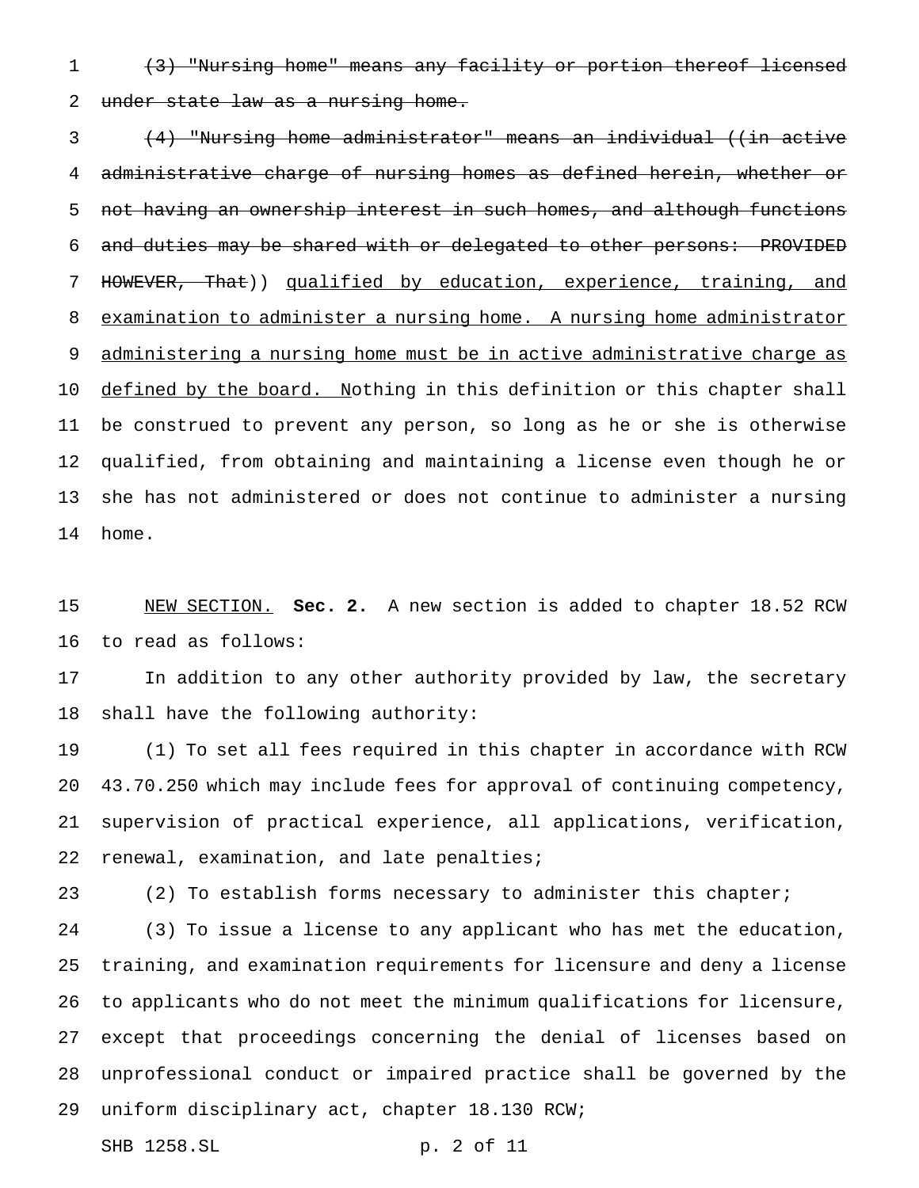~~(3) "Nursing home" means any facility or portion thereof licensed under state law as a nursing home.~~

~~(4) "Nursing home administrator" means an individual ((in active administrative charge of nursing homes as defined herein, whether or not having an ownership interest in such homes, and although functions and duties may be shared with or delegated to other persons: PROVIDED HOWEVER, That))~~ qualified by education, experience, training, and examination to administer a nursing home. A nursing home administrator administering a nursing home must be in active administrative charge as defined by the board. Nothing in this definition or this chapter shall be construed to prevent any person, so long as he or she is otherwise qualified, from obtaining and maintaining a license even though he or she has not administered or does not continue to administer a nursing home.

NEW SECTION. **Sec. 2.** A new section is added to chapter 18.52 RCW to read as follows:

In addition to any other authority provided by law, the secretary shall have the following authority:

(1) To set all fees required in this chapter in accordance with RCW 43.70.250 which may include fees for approval of continuing competency, supervision of practical experience, all applications, verification, renewal, examination, and late penalties;

(2) To establish forms necessary to administer this chapter;

(3) To issue a license to any applicant who has met the education, training, and examination requirements for licensure and deny a license to applicants who do not meet the minimum qualifications for licensure, except that proceedings concerning the denial of licenses based on unprofessional conduct or impaired practice shall be governed by the uniform disciplinary act, chapter 18.130 RCW;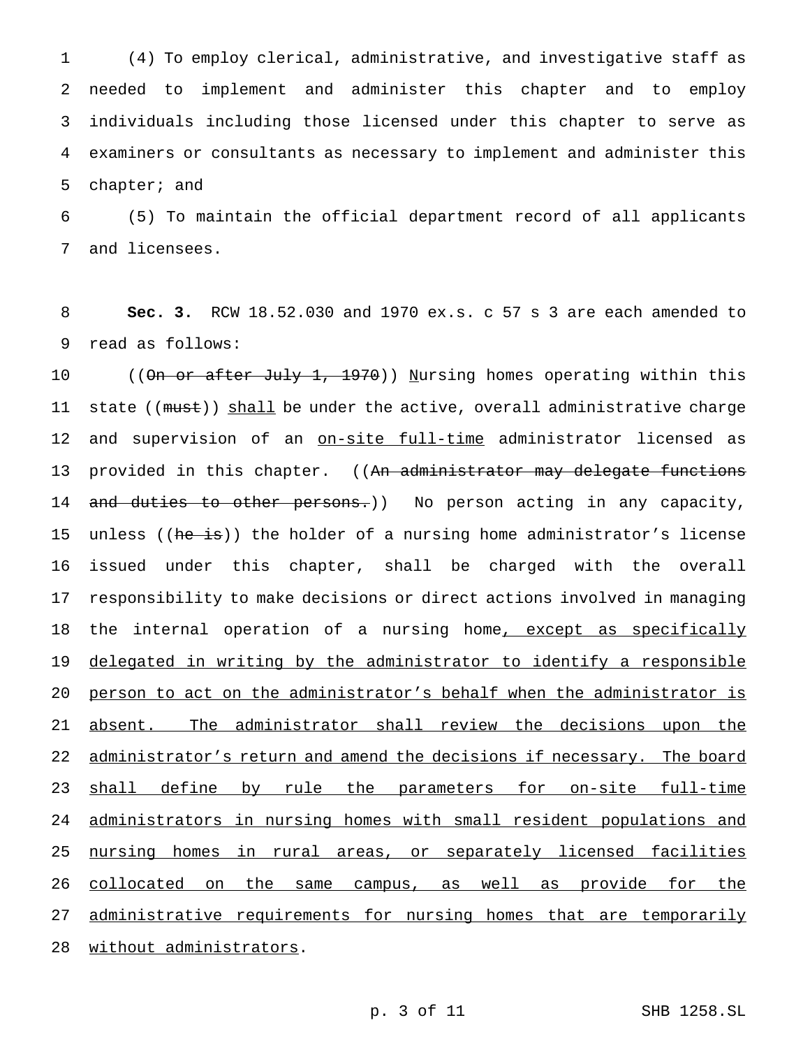(4) To employ clerical, administrative, and investigative staff as needed to implement and administer this chapter and to employ individuals including those licensed under this chapter to serve as examiners or consultants as necessary to implement and administer this chapter; and

(5) To maintain the official department record of all applicants and licensees.

**Sec. 3.** RCW 18.52.030 and 1970 ex.s. c 57 s 3 are each amended to read as follows:

((~~On or after July 1, 1970~~)) <u>N</u>ursing homes operating within this state ((~~must~~)) <u>shall</u> be under the active, overall administrative charge and supervision of an <u>on-site full-time</u> administrator licensed as provided in this chapter. ((~~An administrator may delegate functions and duties to other persons.~~)) No person acting in any capacity, unless ((~~he is~~)) the holder of a nursing home administrator's license issued under this chapter, shall be charged with the overall responsibility to make decisions or direct actions involved in managing the internal operation of a nursing home<u>, except as specifically delegated in writing by the administrator to identify a responsible person to act on the administrator's behalf when the administrator is absent. The administrator shall review the decisions upon the administrator's return and amend the decisions if necessary. The board shall define by rule the parameters for on-site full-time administrators in nursing homes with small resident populations and nursing homes in rural areas, or separately licensed facilities collocated on the same campus, as well as provide for the administrative requirements for nursing homes that are temporarily without administrators</u>.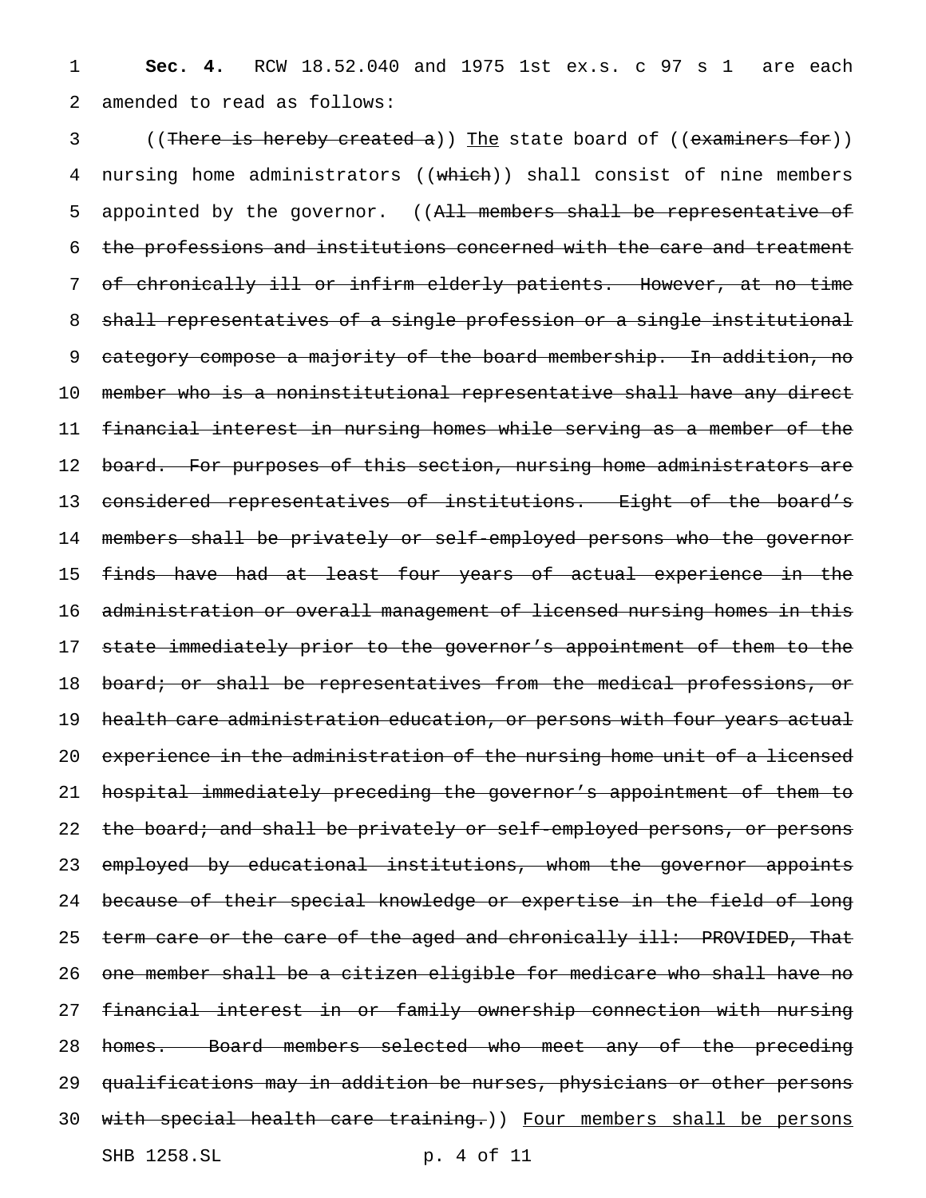**Sec. 4.** RCW 18.52.040 and 1975 1st ex.s. c 97 s 1 are each amended to read as follows:

((~~There is hereby created a~~)) <u>The</u> state board of ((~~examiners for~~)) nursing home administrators ((~~which~~)) shall consist of nine members appointed by the governor. ((~~All members shall be representative of the professions and institutions concerned with the care and treatment of chronically ill or infirm elderly patients. However, at no time shall representatives of a single profession or a single institutional category compose a majority of the board membership. In addition, no member who is a noninstitutional representative shall have any direct financial interest in nursing homes while serving as a member of the board. For purposes of this section, nursing home administrators are considered representatives of institutions. Eight of the board's members shall be privately or self-employed persons who the governor finds have had at least four years of actual experience in the administration or overall management of licensed nursing homes in this state immediately prior to the governor's appointment of them to the board; or shall be representatives from the medical professions, or health care administration education, or persons with four years actual experience in the administration of the nursing home unit of a licensed hospital immediately preceding the governor's appointment of them to the board; and shall be privately or self-employed persons, or persons employed by educational institutions, whom the governor appoints because of their special knowledge or expertise in the field of long term care or the care of the aged and chronically ill: PROVIDED, That one member shall be a citizen eligible for medicare who shall have no financial interest in or family ownership connection with nursing homes. Board members selected who meet any of the preceding qualifications may in addition be nurses, physicians or other persons with special health care training.~~)) <u>Four members shall be persons</u>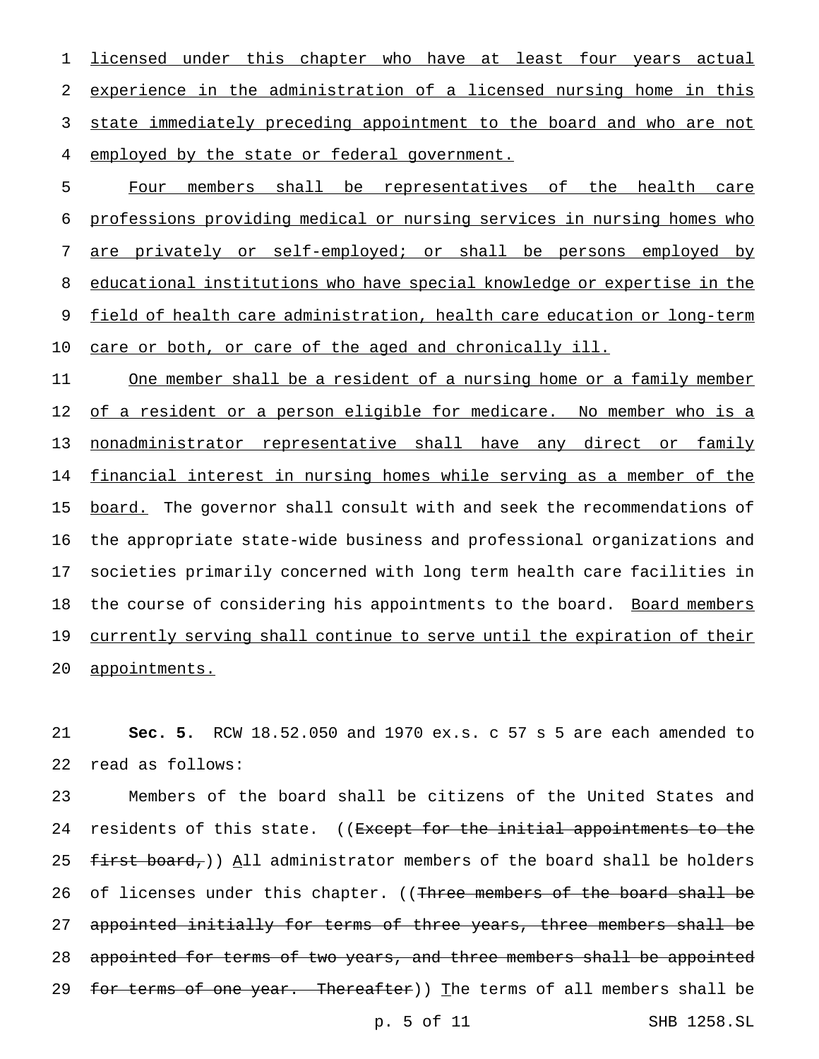licensed under this chapter who have at least four years actual experience in the administration of a licensed nursing home in this state immediately preceding appointment to the board and who are not employed by the state or federal government.

Four members shall be representatives of the health care professions providing medical or nursing services in nursing homes who are privately or self-employed; or shall be persons employed by educational institutions who have special knowledge or expertise in the field of health care administration, health care education or long-term care or both, or care of the aged and chronically ill.

One member shall be a resident of a nursing home or a family member of a resident or a person eligible for medicare. No member who is a nonadministrator representative shall have any direct or family financial interest in nursing homes while serving as a member of the board. The governor shall consult with and seek the recommendations of the appropriate state-wide business and professional organizations and societies primarily concerned with long term health care facilities in the course of considering his appointments to the board. Board members currently serving shall continue to serve until the expiration of their appointments.

**Sec. 5.** RCW 18.52.050 and 1970 ex.s. c 57 s 5 are each amended to read as follows:

Members of the board shall be citizens of the United States and residents of this state. ((~~Except for the initial appointments to the first board,~~)) All administrator members of the board shall be holders of licenses under this chapter. ((~~Three members of the board shall be appointed initially for terms of three years, three members shall be appointed for terms of two years, and three members shall be appointed for terms of one year. Thereafter~~)) The terms of all members shall be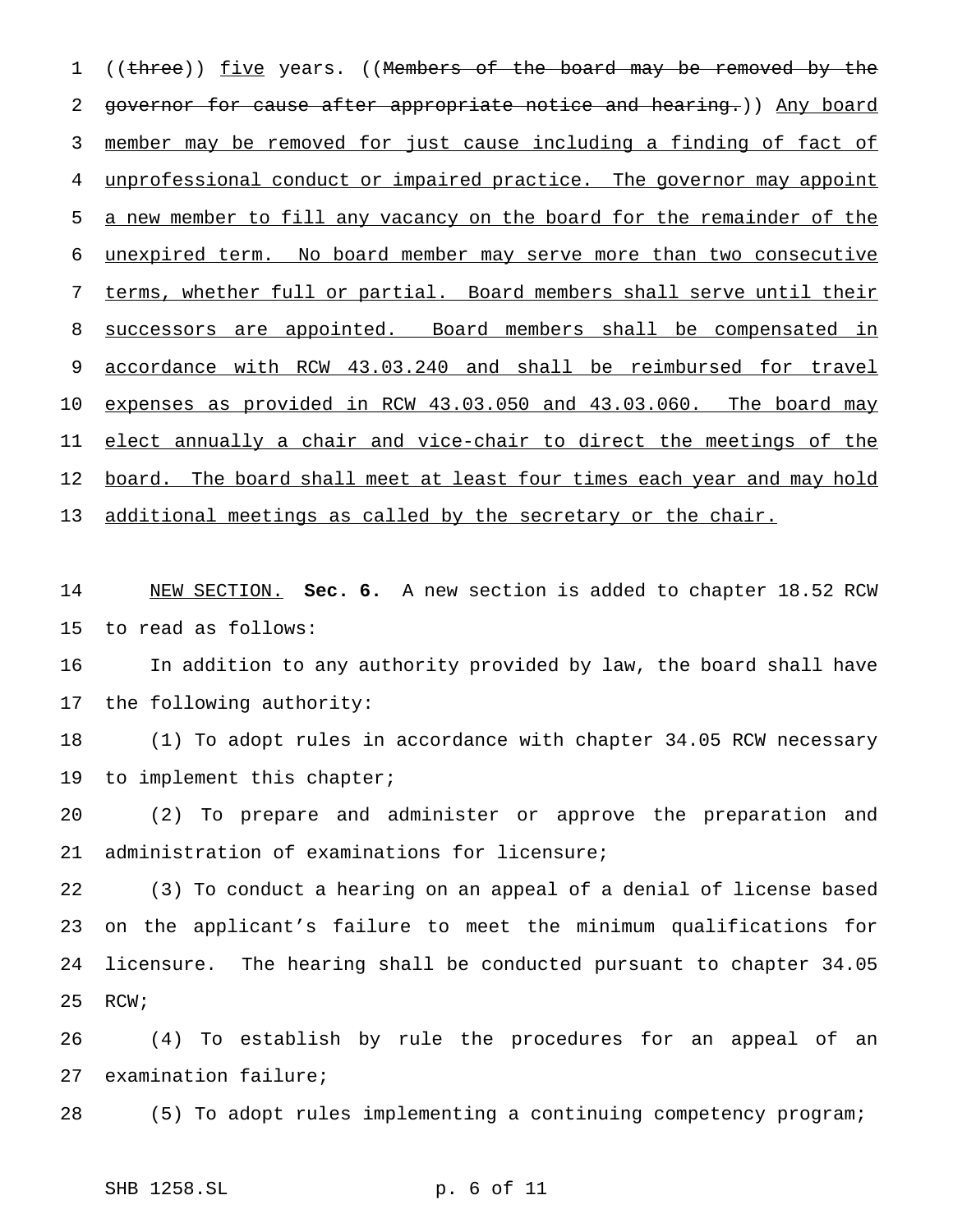((~~three~~)) <u>five</u> years. ((~~Members of the board may be removed by the governor for cause after appropriate notice and hearing.~~)) <u>Any board member may be removed for just cause including a finding of fact of unprofessional conduct or impaired practice. The governor may appoint a new member to fill any vacancy on the board for the remainder of the unexpired term. No board member may serve more than two consecutive terms, whether full or partial. Board members shall serve until their successors are appointed. Board members shall be compensated in accordance with RCW 43.03.240 and shall be reimbursed for travel expenses as provided in RCW 43.03.050 and 43.03.060. The board may elect annually a chair and vice-chair to direct the meetings of the board. The board shall meet at least four times each year and may hold additional meetings as called by the secretary or the chair.</u>

<u>NEW SECTION.</u> **Sec. 6.** A new section is added to chapter 18.52 RCW to read as follows:

In addition to any authority provided by law, the board shall have the following authority:

(1) To adopt rules in accordance with chapter 34.05 RCW necessary to implement this chapter;

(2) To prepare and administer or approve the preparation and administration of examinations for licensure;

(3) To conduct a hearing on an appeal of a denial of license based on the applicant's failure to meet the minimum qualifications for licensure. The hearing shall be conducted pursuant to chapter 34.05 RCW;

(4) To establish by rule the procedures for an appeal of an examination failure;

(5) To adopt rules implementing a continuing competency program;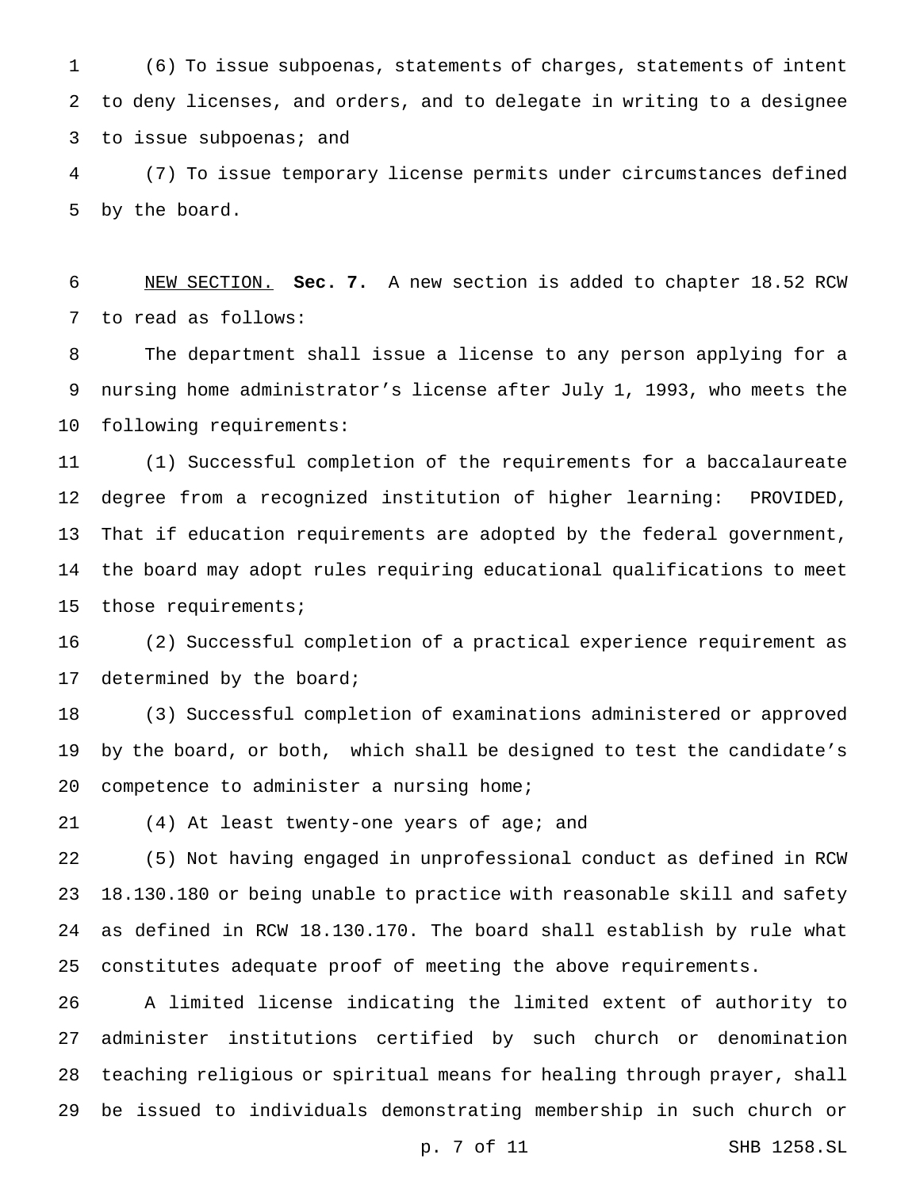(6) To issue subpoenas, statements of charges, statements of intent to deny licenses, and orders, and to delegate in writing to a designee to issue subpoenas; and

(7) To issue temporary license permits under circumstances defined by the board.

NEW SECTION. **Sec. 7.** A new section is added to chapter 18.52 RCW to read as follows:

The department shall issue a license to any person applying for a nursing home administrator's license after July 1, 1993, who meets the following requirements:

(1) Successful completion of the requirements for a baccalaureate degree from a recognized institution of higher learning: PROVIDED, That if education requirements are adopted by the federal government, the board may adopt rules requiring educational qualifications to meet those requirements;

(2) Successful completion of a practical experience requirement as determined by the board;

(3) Successful completion of examinations administered or approved by the board, or both, which shall be designed to test the candidate's competence to administer a nursing home;

(4) At least twenty-one years of age; and

(5) Not having engaged in unprofessional conduct as defined in RCW 18.130.180 or being unable to practice with reasonable skill and safety as defined in RCW 18.130.170. The board shall establish by rule what constitutes adequate proof of meeting the above requirements.

A limited license indicating the limited extent of authority to administer institutions certified by such church or denomination teaching religious or spiritual means for healing through prayer, shall be issued to individuals demonstrating membership in such church or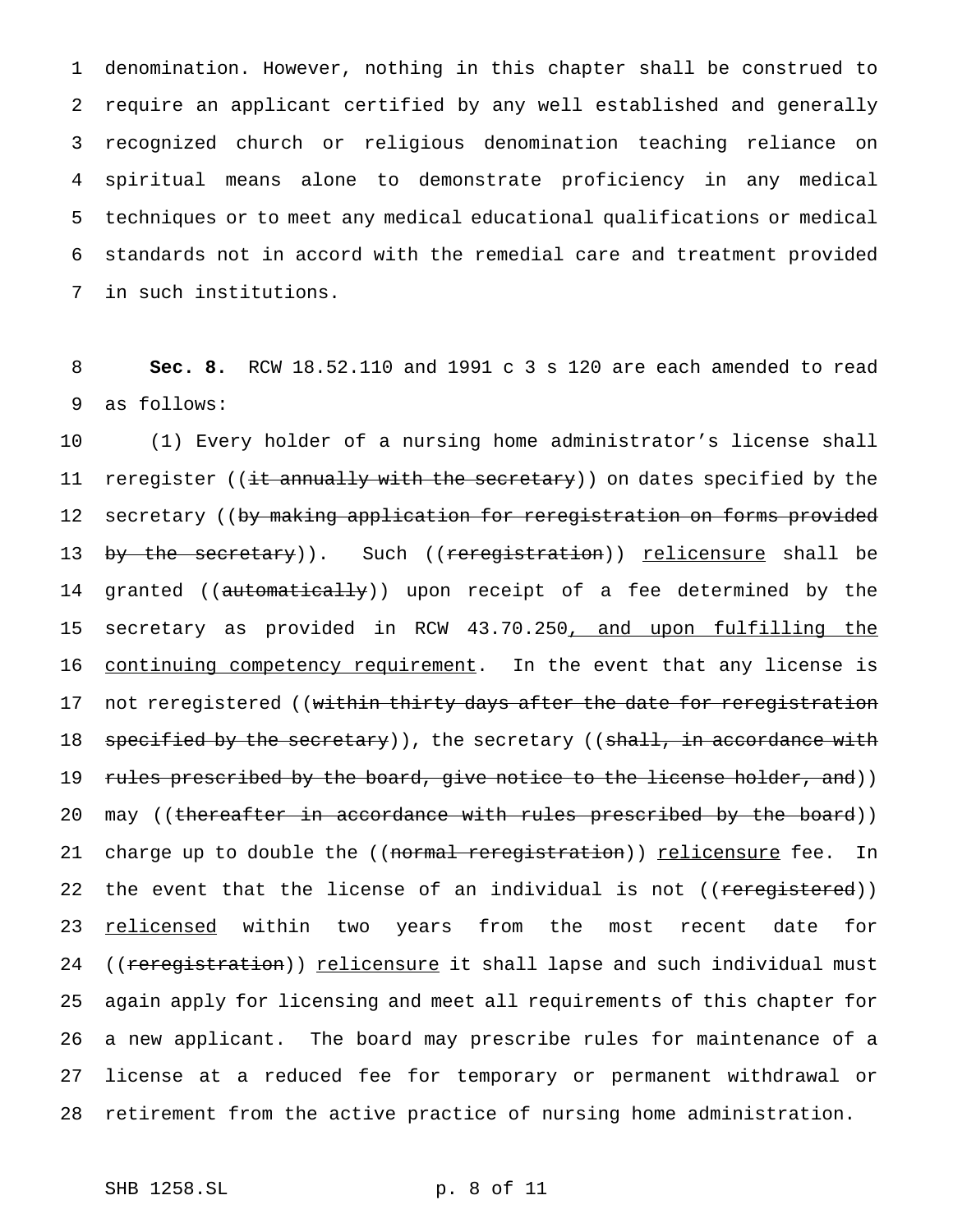denomination. However, nothing in this chapter shall be construed to require an applicant certified by any well established and generally recognized church or religious denomination teaching reliance on spiritual means alone to demonstrate proficiency in any medical techniques or to meet any medical educational qualifications or medical standards not in accord with the remedial care and treatment provided in such institutions.

**Sec. 8.** RCW 18.52.110 and 1991 c 3 s 120 are each amended to read as follows:

(1) Every holder of a nursing home administrator's license shall reregister ((~~it annually with the secretary~~)) on dates specified by the secretary ((~~by making application for reregistration on forms provided by the secretary~~)). Such ((~~reregistration~~)) relicensure shall be granted ((~~automatically~~)) upon receipt of a fee determined by the secretary as provided in RCW 43.70.250, and upon fulfilling the continuing competency requirement. In the event that any license is not reregistered ((~~within thirty days after the date for reregistration specified by the secretary~~)), the secretary ((~~shall, in accordance with rules prescribed by the board, give notice to the license holder, and~~)) may ((~~thereafter in accordance with rules prescribed by the board~~)) charge up to double the ((~~normal reregistration~~)) relicensure fee. In the event that the license of an individual is not ((~~reregistered~~)) relicensed within two years from the most recent date for ((~~reregistration~~)) relicensure it shall lapse and such individual must again apply for licensing and meet all requirements of this chapter for a new applicant. The board may prescribe rules for maintenance of a license at a reduced fee for temporary or permanent withdrawal or retirement from the active practice of nursing home administration.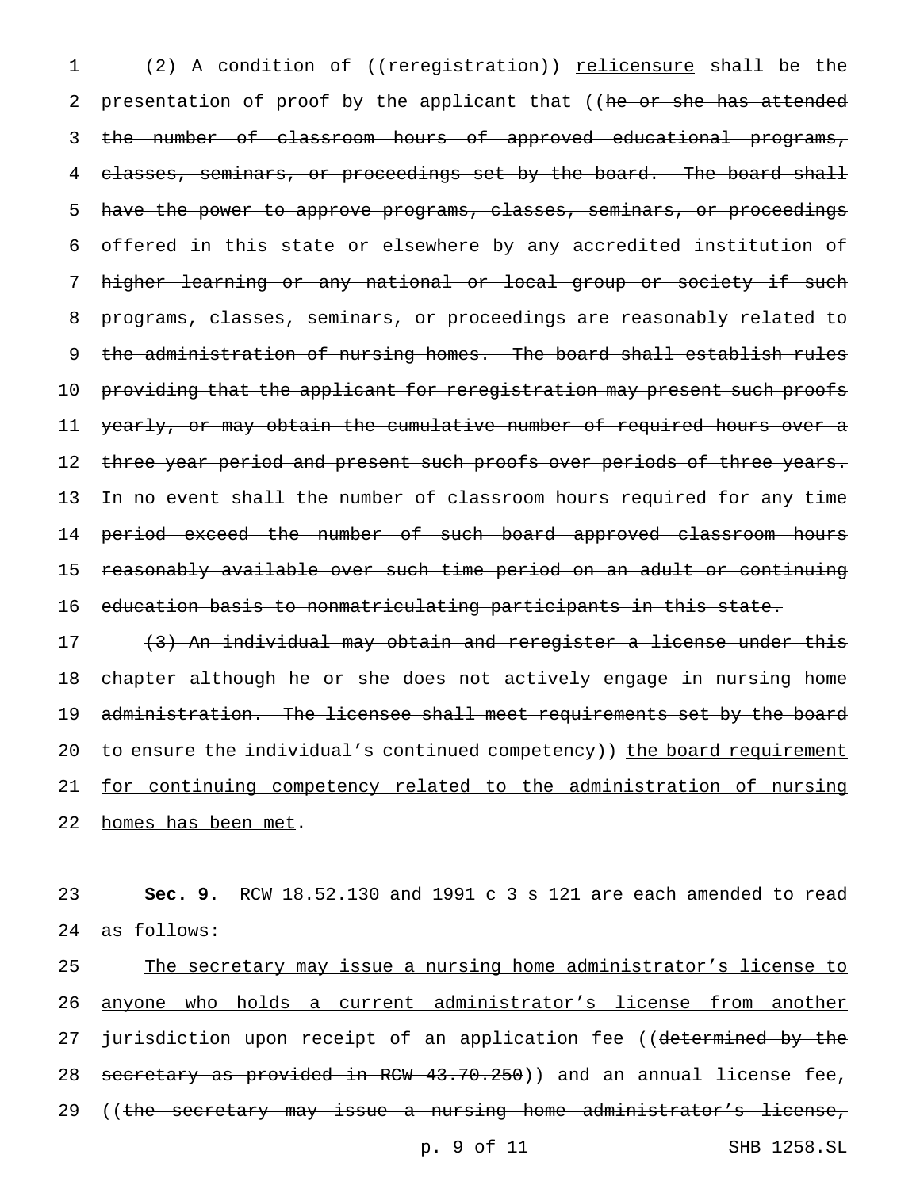(2) A condition of ((~~reregistration~~)) relicensure shall be the presentation of proof by the applicant that ((~~he or she has attended the number of classroom hours of approved educational programs, classes, seminars, or proceedings set by the board. The board shall have the power to approve programs, classes, seminars, or proceedings offered in this state or elsewhere by any accredited institution of higher learning or any national or local group or society if such programs, classes, seminars, or proceedings are reasonably related to the administration of nursing homes. The board shall establish rules providing that the applicant for reregistration may present such proofs yearly, or may obtain the cumulative number of required hours over a three year period and present such proofs over periods of three years. In no event shall the number of classroom hours required for any time period exceed the number of such board approved classroom hours reasonably available over such time period on an adult or continuing education basis to nonmatriculating participants in this state.~~

~~(3) An individual may obtain and reregister a license under this chapter although he or she does not actively engage in nursing home administration. The licensee shall meet requirements set by the board to ensure the individual's continued competency~~)) the board requirement for continuing competency related to the administration of nursing homes has been met.

**Sec. 9.** RCW 18.52.130 and 1991 c 3 s 121 are each amended to read as follows:

The secretary may issue a nursing home administrator's license to anyone who holds a current administrator's license from another jurisdiction upon receipt of an application fee ((~~determined by the secretary as provided in RCW 43.70.250~~)) and an annual license fee, ((~~the secretary may issue a nursing home administrator's license,~~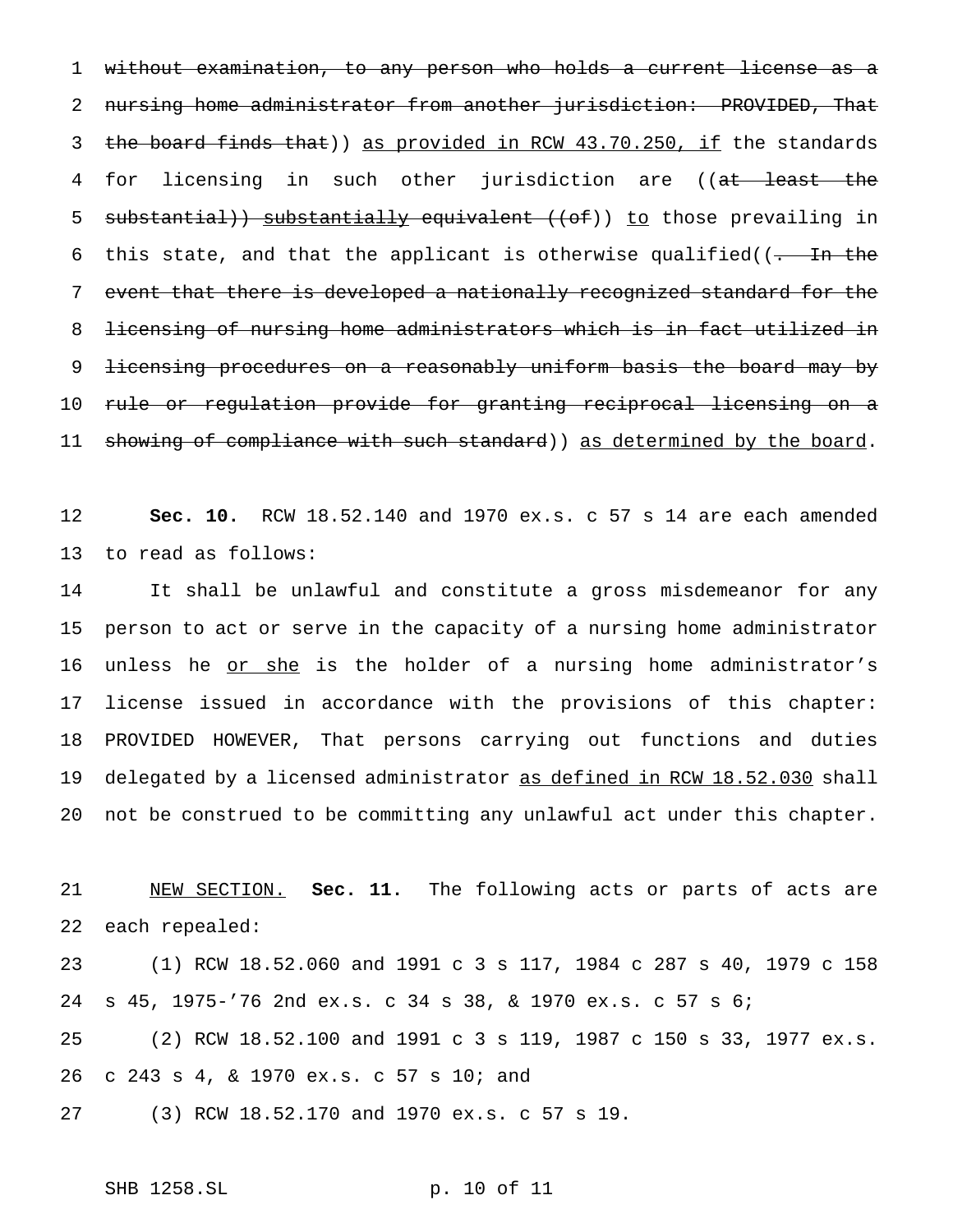~~without examination, to any person who holds a current license as a nursing home administrator from another jurisdiction: PROVIDED, That the board finds that~~)) <u>as provided in RCW 43.70.250, if</u> the standards for licensing in such other jurisdiction are ((~~at least the substantial~~)) <u>substantially</u> equivalent ((~~of~~)) <u>to</u> those prevailing in this state, and that the applicant is otherwise qualified((~~. In the event that there is developed a nationally recognized standard for the licensing of nursing home administrators which is in fact utilized in licensing procedures on a reasonably uniform basis the board may by rule or regulation provide for granting reciprocal licensing on a showing of compliance with such standard~~)) <u>as determined by the board</u>.

**Sec. 10.** RCW 18.52.140 and 1970 ex.s. c 57 s 14 are each amended to read as follows:

It shall be unlawful and constitute a gross misdemeanor for any person to act or serve in the capacity of a nursing home administrator unless he <u>or she</u> is the holder of a nursing home administrator's license issued in accordance with the provisions of this chapter: PROVIDED HOWEVER, That persons carrying out functions and duties delegated by a licensed administrator <u>as defined in RCW 18.52.030</u> shall not be construed to be committing any unlawful act under this chapter.

<u>NEW SECTION.</u> **Sec. 11.** The following acts or parts of acts are each repealed:

(1) RCW 18.52.060 and 1991 c 3 s 117, 1984 c 287 s 40, 1979 c 158 s 45, 1975-'76 2nd ex.s. c 34 s 38, & 1970 ex.s. c 57 s 6;

(2) RCW 18.52.100 and 1991 c 3 s 119, 1987 c 150 s 33, 1977 ex.s. c 243 s 4, & 1970 ex.s. c 57 s 10; and

(3) RCW 18.52.170 and 1970 ex.s. c 57 s 19.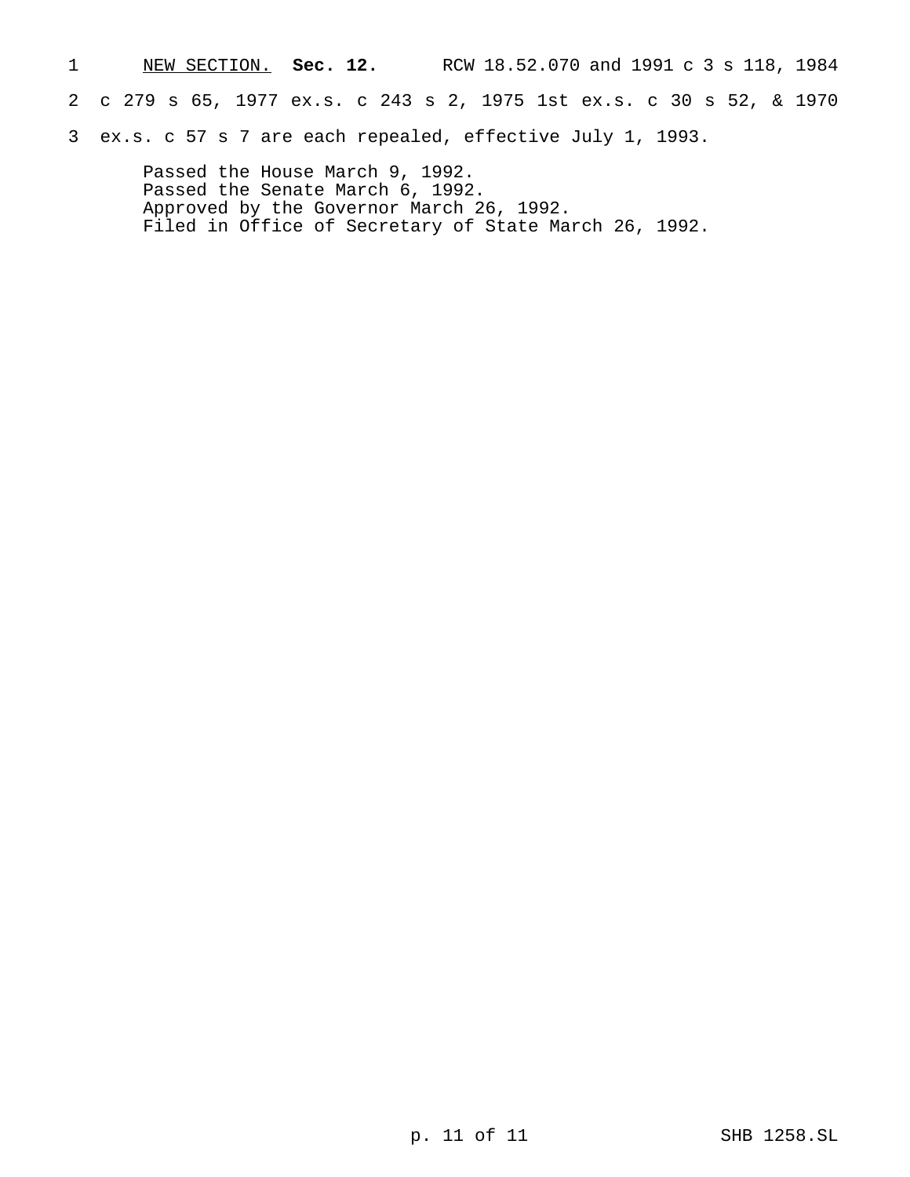NEW SECTION. **Sec. 12.** RCW 18.52.070 and 1991 c 3 s 118, 1984 c 279 s 65, 1977 ex.s. c 243 s 2, 1975 1st ex.s. c 30 s 52, & 1970 ex.s. c 57 s 7 are each repealed, effective July 1, 1993.

Passed the House March 9, 1992.
Passed the Senate March 6, 1992.
Approved by the Governor March 26, 1992.
Filed in Office of Secretary of State March 26, 1992.